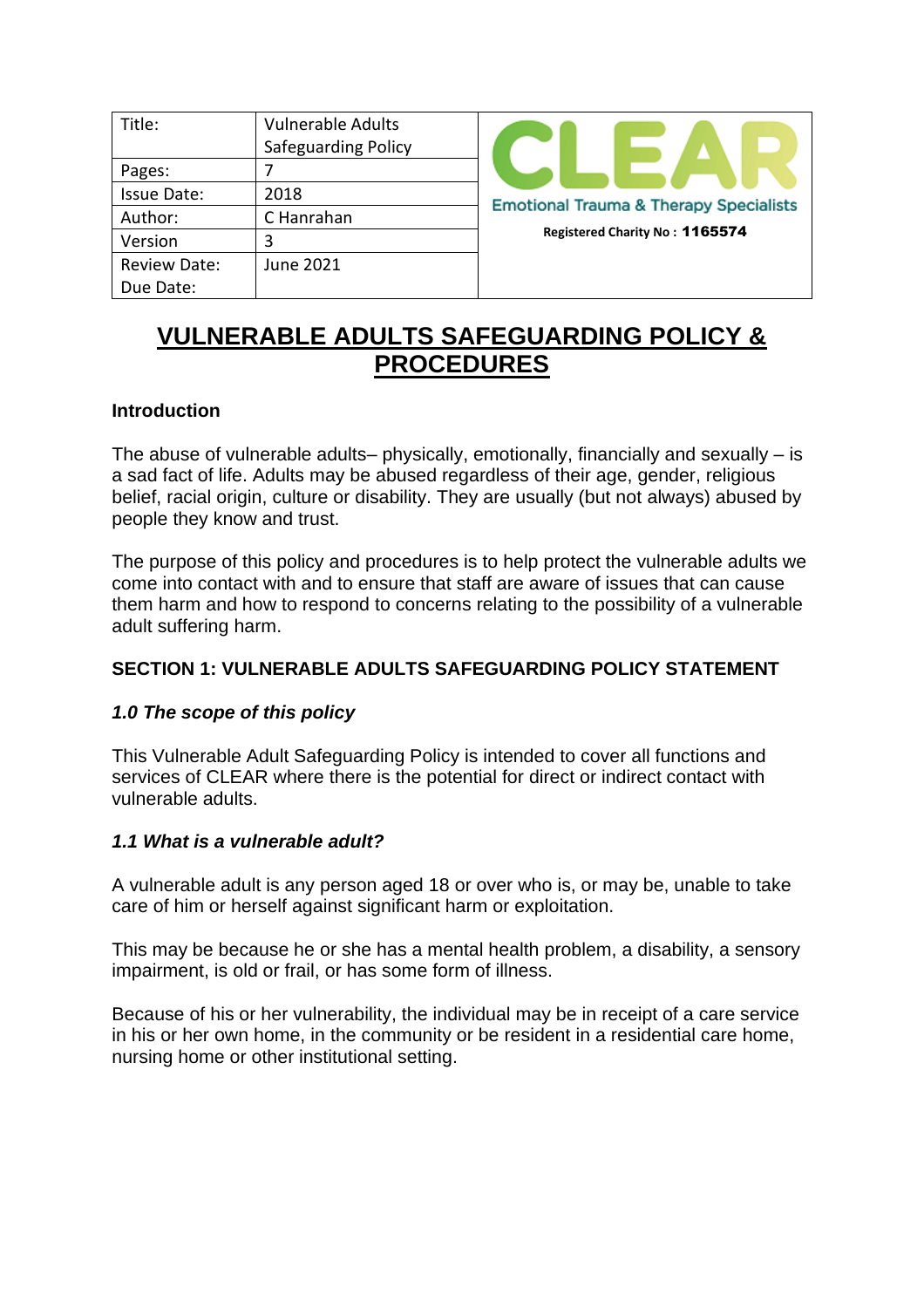| Title: | Vulnerable Adults Safeguarding Policy | CLEAR Emotional Trauma & Therapy Specialists Registered Charity No : 1165574 |
| --- | --- | --- |
| Pages: | 7 | |
| Issue Date: | 2018 | |
| Author: | C Hanrahan | |
| Version | 3 | |
| Review Date: Due Date: | June 2021 | |

# VULNERABLE ADULTS SAFEGUARDING POLICY & PROCEDURES

**Introduction**

The abuse of vulnerable adults– physically, emotionally, financially and sexually – is a sad fact of life. Adults may be abused regardless of their age, gender, religious belief, racial origin, culture or disability. They are usually (but not always) abused by people they know and trust.

The purpose of this policy and procedures is to help protect the vulnerable adults we come into contact with and to ensure that staff are aware of issues that can cause them harm and how to respond to concerns relating to the possibility of a vulnerable adult suffering harm.

## SECTION 1: VULNERABLE ADULTS SAFEGUARDING POLICY STATEMENT

### *1.0 The scope of this policy*

This Vulnerable Adult Safeguarding Policy is intended to cover all functions and services of CLEAR where there is the potential for direct or indirect contact with vulnerable adults.

### *1.1 What is a vulnerable adult?*

A vulnerable adult is any person aged 18 or over who is, or may be, unable to take care of him or herself against significant harm or exploitation.

This may be because he or she has a mental health problem, a disability, a sensory impairment, is old or frail, or has some form of illness.

Because of his or her vulnerability, the individual may be in receipt of a care service in his or her own home, in the community or be resident in a residential care home, nursing home or other institutional setting.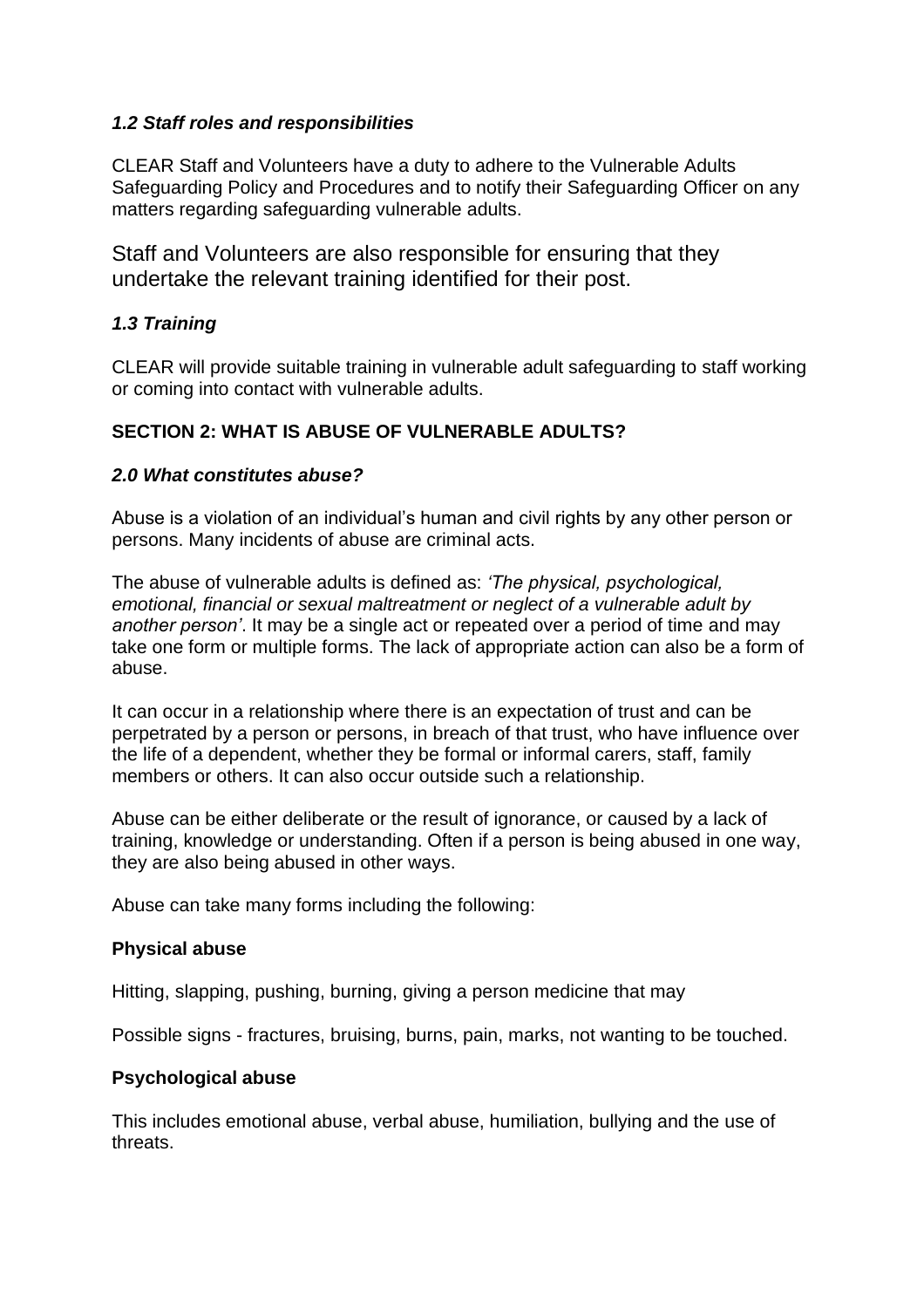### *1.2 Staff roles and responsibilities*

CLEAR Staff and Volunteers have a duty to adhere to the Vulnerable Adults Safeguarding Policy and Procedures and to notify their Safeguarding Officer on any matters regarding safeguarding vulnerable adults.

Staff and Volunteers are also responsible for ensuring that they undertake the relevant training identified for their post.

### *1.3 Training*

CLEAR will provide suitable training in vulnerable adult safeguarding to staff working or coming into contact with vulnerable adults.

## SECTION 2: WHAT IS ABUSE OF VULNERABLE ADULTS?

### *2.0 What constitutes abuse?*

Abuse is a violation of an individual's human and civil rights by any other person or persons. Many incidents of abuse are criminal acts.

The abuse of vulnerable adults is defined as: *'The physical, psychological, emotional, financial or sexual maltreatment or neglect of a vulnerable adult by another person'*. It may be a single act or repeated over a period of time and may take one form or multiple forms. The lack of appropriate action can also be a form of abuse.

It can occur in a relationship where there is an expectation of trust and can be perpetrated by a person or persons, in breach of that trust, who have influence over the life of a dependent, whether they be formal or informal carers, staff, family members or others. It can also occur outside such a relationship.

Abuse can be either deliberate or the result of ignorance, or caused by a lack of training, knowledge or understanding. Often if a person is being abused in one way, they are also being abused in other ways.

Abuse can take many forms including the following:

**Physical abuse**

Hitting, slapping, pushing, burning, giving a person medicine that may

Possible signs - fractures, bruising, burns, pain, marks, not wanting to be touched.

**Psychological abuse**

This includes emotional abuse, verbal abuse, humiliation, bullying and the use of threats.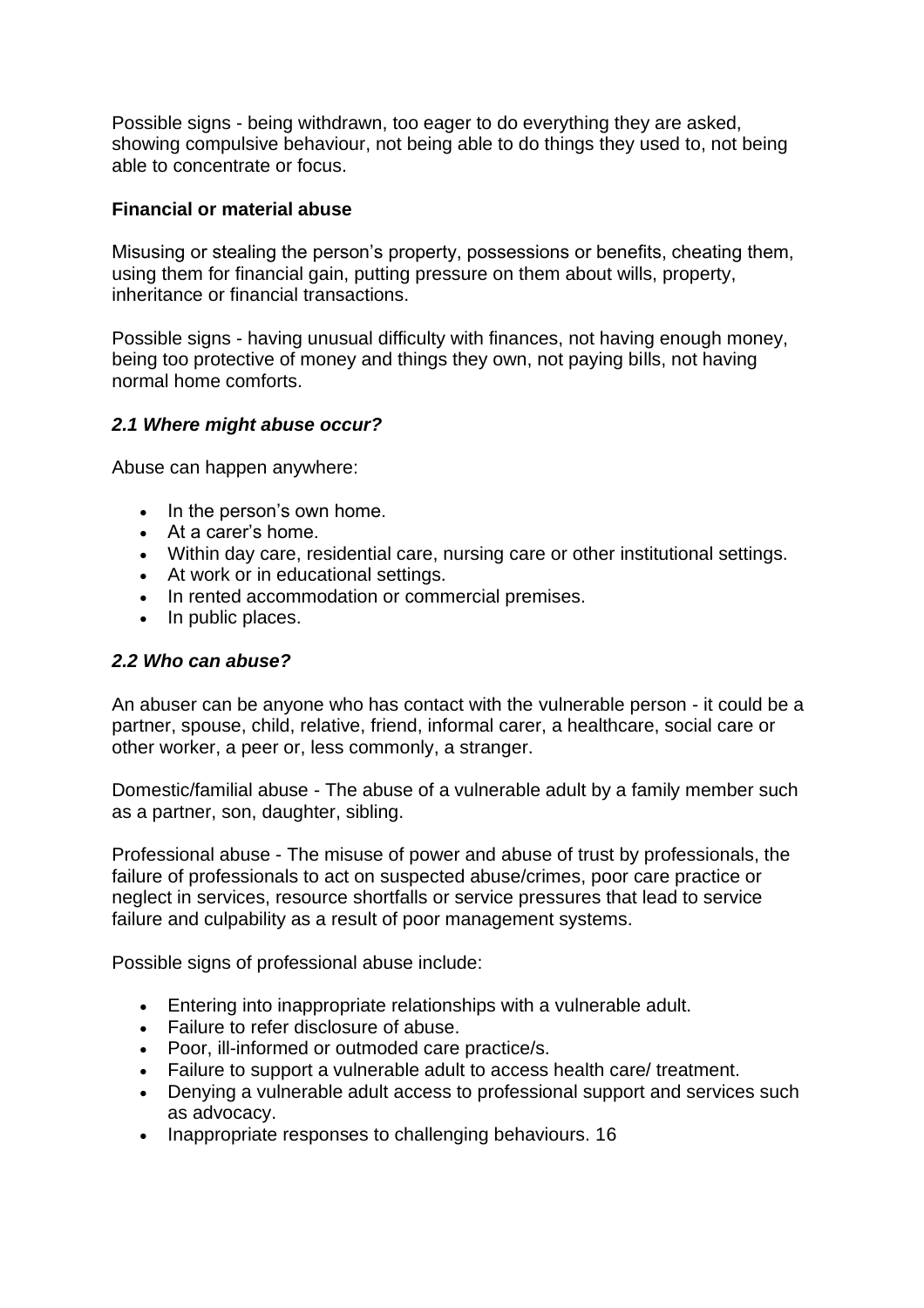Possible signs - being withdrawn, too eager to do everything they are asked, showing compulsive behaviour, not being able to do things they used to, not being able to concentrate or focus.

**Financial or material abuse**

Misusing or stealing the person's property, possessions or benefits, cheating them, using them for financial gain, putting pressure on them about wills, property, inheritance or financial transactions.

Possible signs - having unusual difficulty with finances, not having enough money, being too protective of money and things they own, not paying bills, not having normal home comforts.

### *2.1 Where might abuse occur?*

Abuse can happen anywhere:

- In the person's own home.
- At a carer's home.
- Within day care, residential care, nursing care or other institutional settings.
- At work or in educational settings.
- In rented accommodation or commercial premises.
- In public places.

### *2.2 Who can abuse?*

An abuser can be anyone who has contact with the vulnerable person - it could be a partner, spouse, child, relative, friend, informal carer, a healthcare, social care or other worker, a peer or, less commonly, a stranger.

Domestic/familial abuse - The abuse of a vulnerable adult by a family member such as a partner, son, daughter, sibling.

Professional abuse - The misuse of power and abuse of trust by professionals, the failure of professionals to act on suspected abuse/crimes, poor care practice or neglect in services, resource shortfalls or service pressures that lead to service failure and culpability as a result of poor management systems.

Possible signs of professional abuse include:

- Entering into inappropriate relationships with a vulnerable adult.
- Failure to refer disclosure of abuse.
- Poor, ill-informed or outmoded care practice/s.
- Failure to support a vulnerable adult to access health care/ treatment.
- Denying a vulnerable adult access to professional support and services such as advocacy.
- Inappropriate responses to challenging behaviours. 16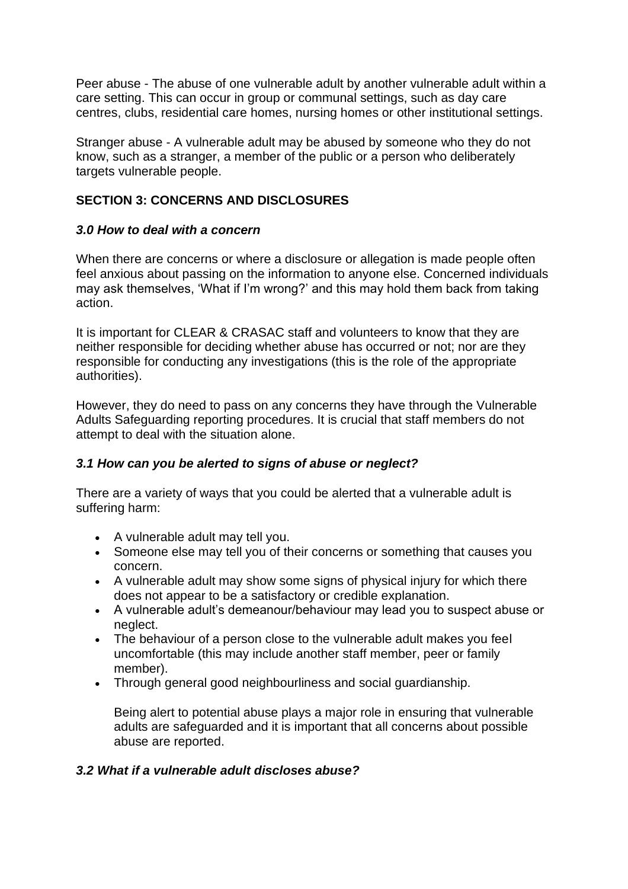Peer abuse - The abuse of one vulnerable adult by another vulnerable adult within a care setting. This can occur in group or communal settings, such as day care centres, clubs, residential care homes, nursing homes or other institutional settings.

Stranger abuse - A vulnerable adult may be abused by someone who they do not know, such as a stranger, a member of the public or a person who deliberately targets vulnerable people.

## SECTION 3: CONCERNS AND DISCLOSURES

### *3.0 How to deal with a concern*

When there are concerns or where a disclosure or allegation is made people often feel anxious about passing on the information to anyone else. Concerned individuals may ask themselves, 'What if I'm wrong?' and this may hold them back from taking action.

It is important for CLEAR & CRASAC staff and volunteers to know that they are neither responsible for deciding whether abuse has occurred or not; nor are they responsible for conducting any investigations (this is the role of the appropriate authorities).

However, they do need to pass on any concerns they have through the Vulnerable Adults Safeguarding reporting procedures. It is crucial that staff members do not attempt to deal with the situation alone.

### *3.1 How can you be alerted to signs of abuse or neglect?*

There are a variety of ways that you could be alerted that a vulnerable adult is suffering harm:

- A vulnerable adult may tell you.
- Someone else may tell you of their concerns or something that causes you concern.
- A vulnerable adult may show some signs of physical injury for which there does not appear to be a satisfactory or credible explanation.
- A vulnerable adult's demeanour/behaviour may lead you to suspect abuse or neglect.
- The behaviour of a person close to the vulnerable adult makes you feel uncomfortable (this may include another staff member, peer or family member).
- Through general good neighbourliness and social guardianship.

  Being alert to potential abuse plays a major role in ensuring that vulnerable adults are safeguarded and it is important that all concerns about possible abuse are reported.

### *3.2 What if a vulnerable adult discloses abuse?*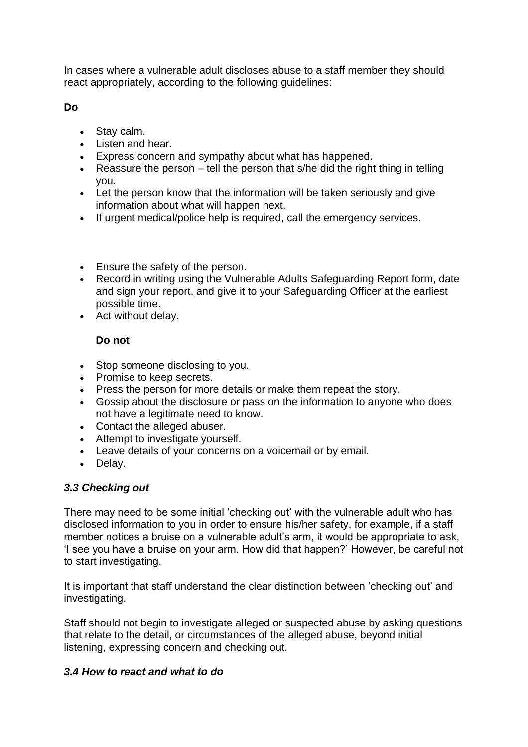In cases where a vulnerable adult discloses abuse to a staff member they should react appropriately, according to the following guidelines:

**Do**

- Stay calm.
- Listen and hear.
- Express concern and sympathy about what has happened.
- Reassure the person – tell the person that s/he did the right thing in telling you.
- Let the person know that the information will be taken seriously and give information about what will happen next.
- If urgent medical/police help is required, call the emergency services.

- Ensure the safety of the person.
- Record in writing using the Vulnerable Adults Safeguarding Report form, date and sign your report, and give it to your Safeguarding Officer at the earliest possible time.
- Act without delay.

**Do not**

- Stop someone disclosing to you.
- Promise to keep secrets.
- Press the person for more details or make them repeat the story.
- Gossip about the disclosure or pass on the information to anyone who does not have a legitimate need to know.
- Contact the alleged abuser.
- Attempt to investigate yourself.
- Leave details of your concerns on a voicemail or by email.
- Delay.

### *3.3 Checking out*

There may need to be some initial 'checking out' with the vulnerable adult who has disclosed information to you in order to ensure his/her safety, for example, if a staff member notices a bruise on a vulnerable adult's arm, it would be appropriate to ask, 'I see you have a bruise on your arm. How did that happen?' However, be careful not to start investigating.

It is important that staff understand the clear distinction between 'checking out' and investigating.

Staff should not begin to investigate alleged or suspected abuse by asking questions that relate to the detail, or circumstances of the alleged abuse, beyond initial listening, expressing concern and checking out.

### *3.4 How to react and what to do*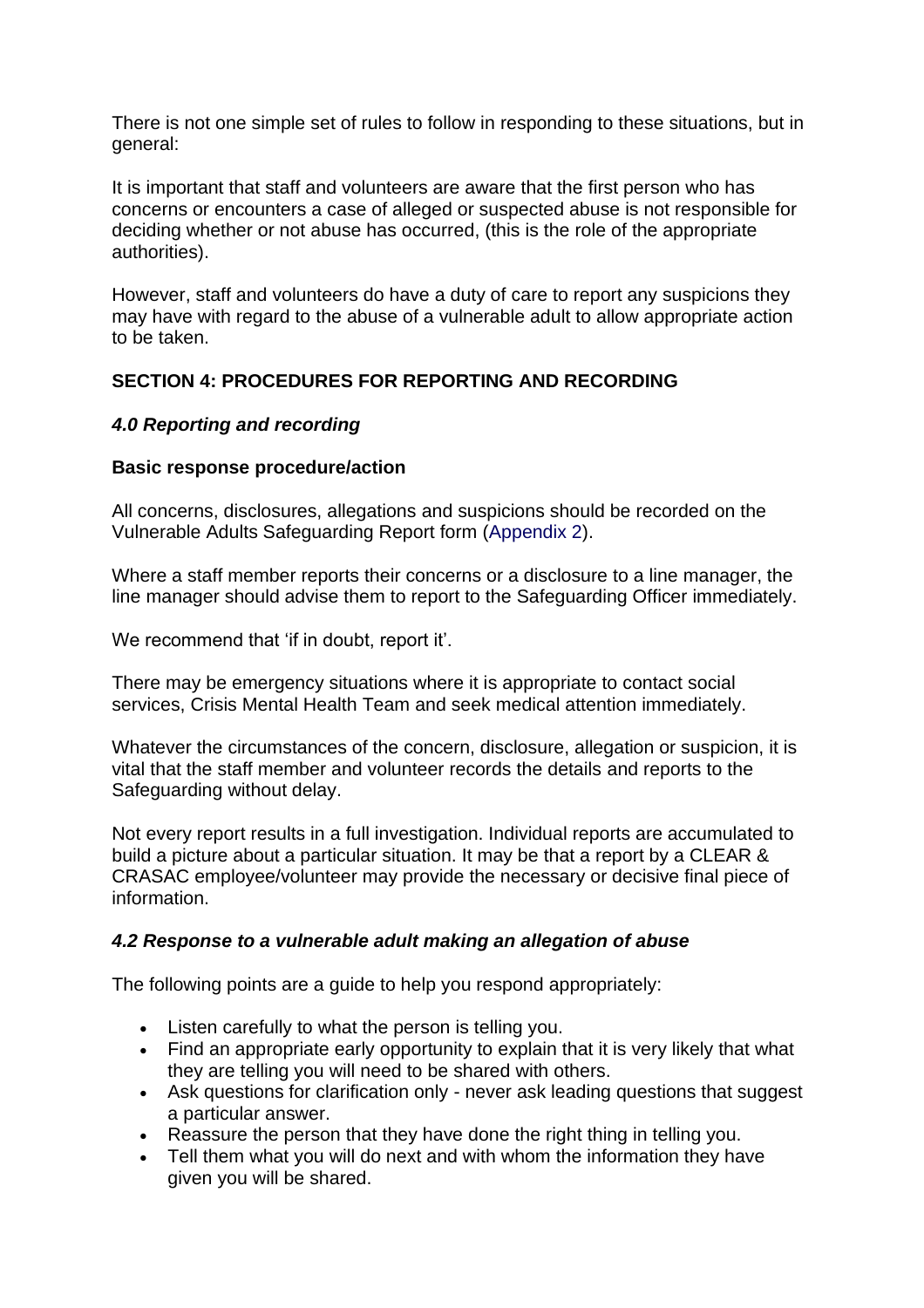There is not one simple set of rules to follow in responding to these situations, but in general:

It is important that staff and volunteers are aware that the first person who has concerns or encounters a case of alleged or suspected abuse is not responsible for deciding whether or not abuse has occurred, (this is the role of the appropriate authorities).

However, staff and volunteers do have a duty of care to report any suspicions they may have with regard to the abuse of a vulnerable adult to allow appropriate action to be taken.

## SECTION 4: PROCEDURES FOR REPORTING AND RECORDING

### *4.0 Reporting and recording*

**Basic response procedure/action**

All concerns, disclosures, allegations and suspicions should be recorded on the Vulnerable Adults Safeguarding Report form (Appendix 2).

Where a staff member reports their concerns or a disclosure to a line manager, the line manager should advise them to report to the Safeguarding Officer immediately.

We recommend that 'if in doubt, report it'.

There may be emergency situations where it is appropriate to contact social services, Crisis Mental Health Team and seek medical attention immediately.

Whatever the circumstances of the concern, disclosure, allegation or suspicion, it is vital that the staff member and volunteer records the details and reports to the Safeguarding without delay.

Not every report results in a full investigation. Individual reports are accumulated to build a picture about a particular situation. It may be that a report by a CLEAR & CRASAC employee/volunteer may provide the necessary or decisive final piece of information.

### *4.2 Response to a vulnerable adult making an allegation of abuse*

The following points are a guide to help you respond appropriately:

- Listen carefully to what the person is telling you.
- Find an appropriate early opportunity to explain that it is very likely that what they are telling you will need to be shared with others.
- Ask questions for clarification only - never ask leading questions that suggest a particular answer.
- Reassure the person that they have done the right thing in telling you.
- Tell them what you will do next and with whom the information they have given you will be shared.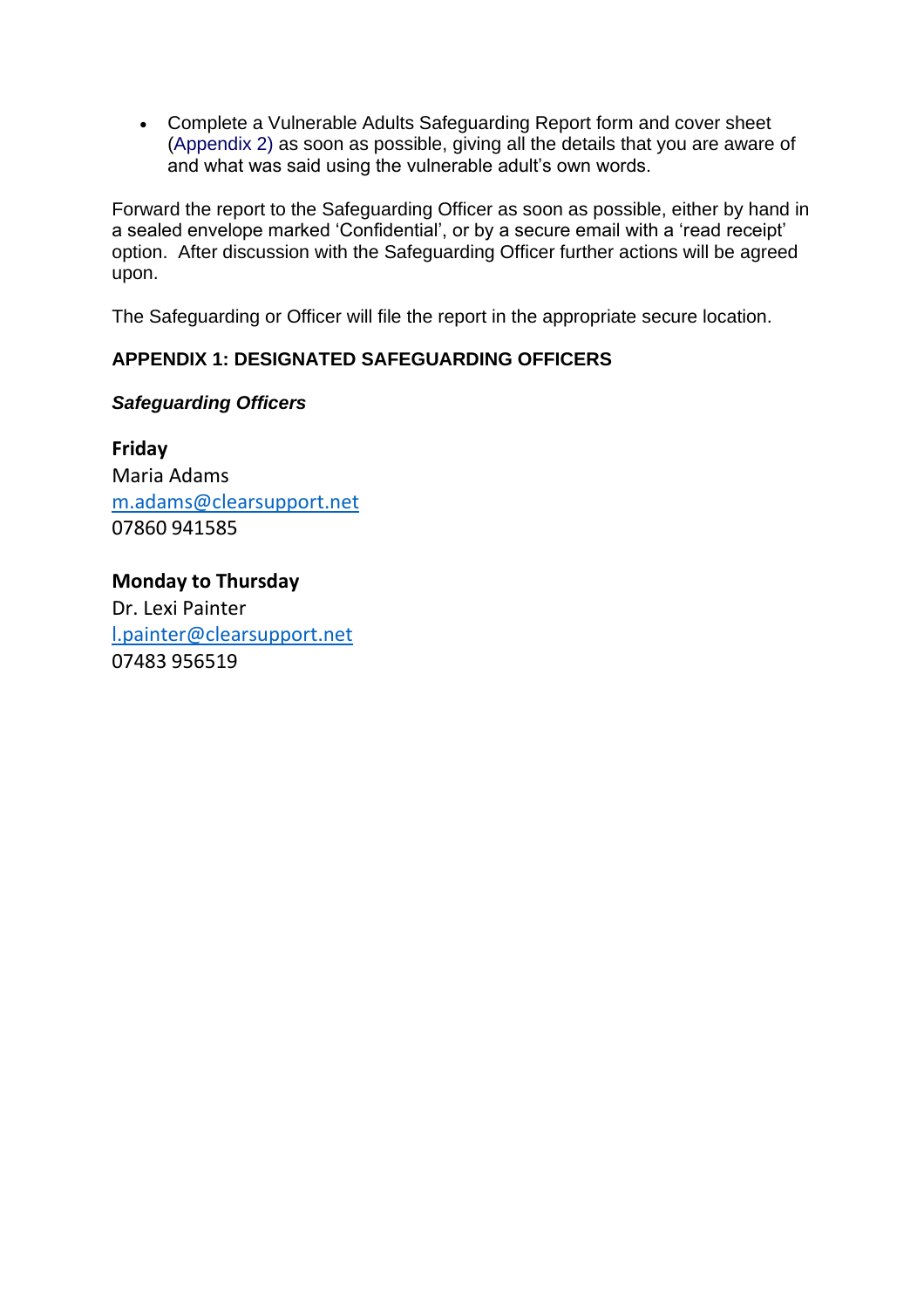- Complete a Vulnerable Adults Safeguarding Report form and cover sheet (Appendix 2) as soon as possible, giving all the details that you are aware of and what was said using the vulnerable adult's own words.

Forward the report to the Safeguarding Officer as soon as possible, either by hand in a sealed envelope marked 'Confidential', or by a secure email with a 'read receipt' option. After discussion with the Safeguarding Officer further actions will be agreed upon.

The Safeguarding or Officer will file the report in the appropriate secure location.

## APPENDIX 1: DESIGNATED SAFEGUARDING OFFICERS

***Safeguarding Officers***

**Friday**
Maria Adams
m.adams@clearsupport.net
07860 941585

**Monday to Thursday**
Dr. Lexi Painter
l.painter@clearsupport.net
07483 956519